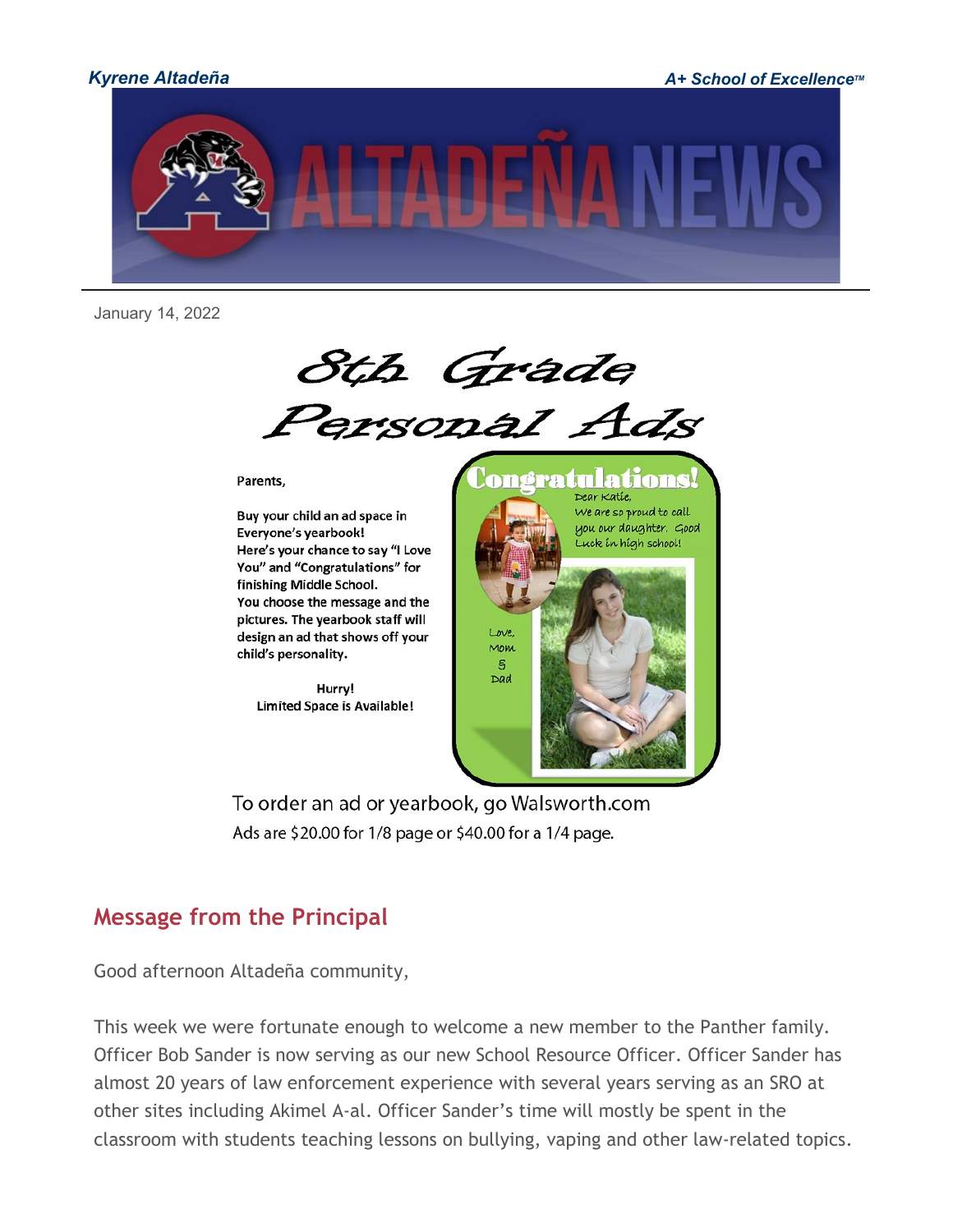*Kyrene Altadeña* *A+ School of Excellence™*

# ALTADEÑA NEWS

January 14, 2022

## 8th Grade Personal Ads

Parents,

Buy your child an ad space in Everyone's yearbook!
Here's your chance to say "I Love You" and "Congratulations" for finishing Middle School.
You choose the message and the pictures. The yearbook staff will design an ad that shows off your child's personality.

Hurry!
Limited Space is Available!

Congratulations!
Dear Katie,
We are so proud to call you our daughter. Good Luck in high school!
Love, Mom & Dad

To order an ad or yearbook, go Walsworth.com
Ads are $20.00 for 1/8 page or $40.00 for a 1/4 page.

## Message from the Principal

Good afternoon Altadeña community,

This week we were fortunate enough to welcome a new member to the Panther family. Officer Bob Sander is now serving as our new School Resource Officer. Officer Sander has almost 20 years of law enforcement experience with several years serving as an SRO at other sites including Akimel A-al. Officer Sander's time will mostly be spent in the classroom with students teaching lessons on bullying, vaping and other law-related topics.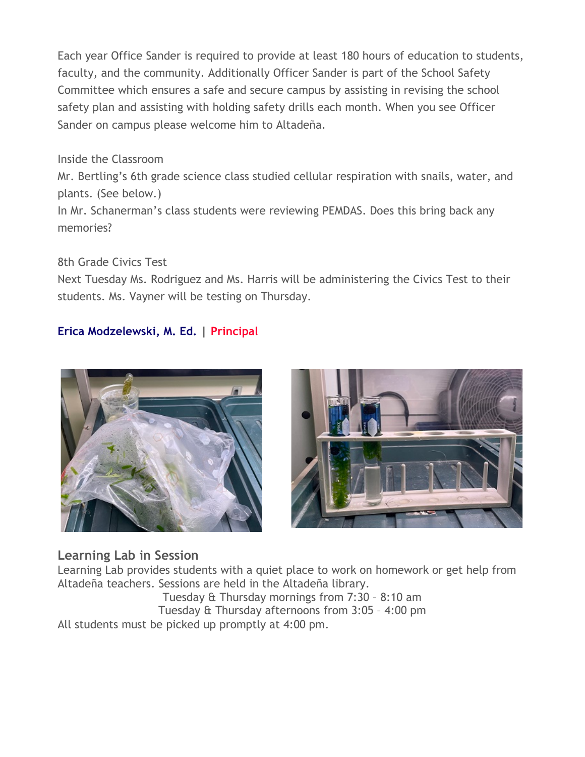Each year Office Sander is required to provide at least 180 hours of education to students, faculty, and the community. Additionally Officer Sander is part of the School Safety Committee which ensures a safe and secure campus by assisting in revising the school safety plan and assisting with holding safety drills each month. When you see Officer Sander on campus please welcome him to Altadeña.

Inside the Classroom
Mr. Bertling's 6th grade science class studied cellular respiration with snails, water, and plants. (See below.)
In Mr. Schanerman's class students were reviewing PEMDAS. Does this bring back any memories?

8th Grade Civics Test
Next Tuesday Ms. Rodriguez and Ms. Harris will be administering the Civics Test to their students. Ms. Vayner will be testing on Thursday.

**Erica Modzelewski, M. Ed.** | **Principal**

## Learning Lab in Session

Learning Lab provides students with a quiet place to work on homework or get help from Altadeña teachers. Sessions are held in the Altadeña library.

Tuesday & Thursday mornings from 7:30 – 8:10 am
Tuesday & Thursday afternoons from 3:05 – 4:00 pm

All students must be picked up promptly at 4:00 pm.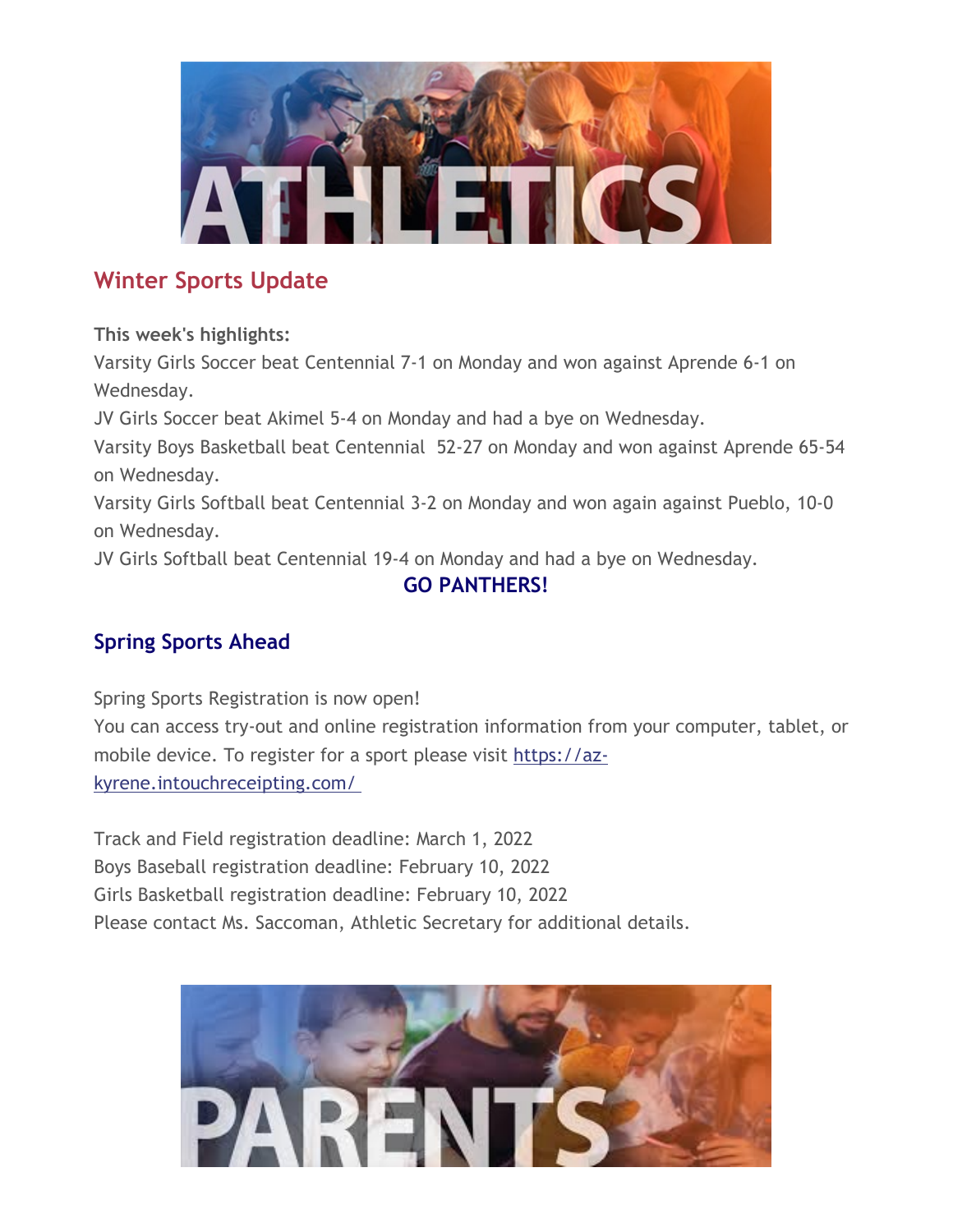## Winter Sports Update

**This week's highlights:**

Varsity Girls Soccer beat Centennial 7-1 on Monday and won against Aprende 6-1 on Wednesday.

JV Girls Soccer beat Akimel 5-4 on Monday and had a bye on Wednesday.

Varsity Boys Basketball beat Centennial 52-27 on Monday and won against Aprende 65-54 on Wednesday.

Varsity Girls Softball beat Centennial 3-2 on Monday and won again against Pueblo, 10-0 on Wednesday.

JV Girls Softball beat Centennial 19-4 on Monday and had a bye on Wednesday.

**GO PANTHERS!**

## Spring Sports Ahead

Spring Sports Registration is now open!

You can access try-out and online registration information from your computer, tablet, or mobile device. To register for a sport please visit https://az-kyrene.intouchreceipting.com/

Track and Field registration deadline: March 1, 2022

Boys Baseball registration deadline: February 10, 2022

Girls Basketball registration deadline: February 10, 2022

Please contact Ms. Saccoman, Athletic Secretary for additional details.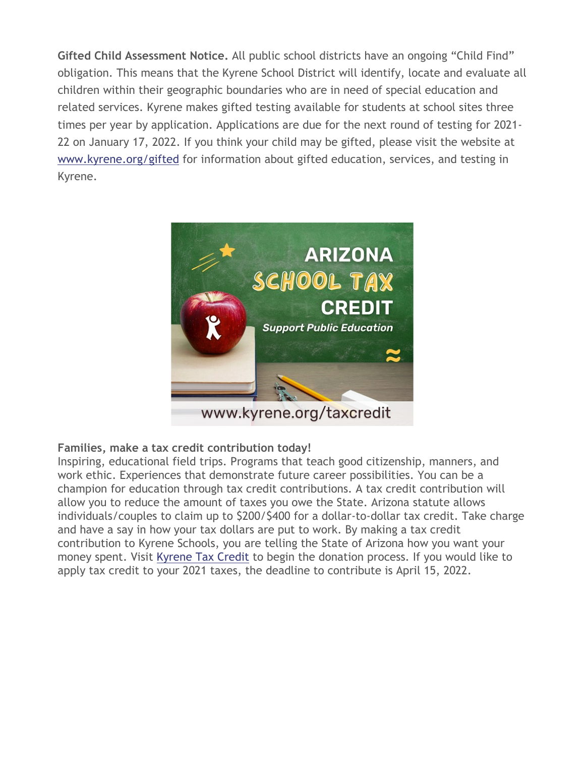**Gifted Child Assessment Notice.** All public school districts have an ongoing "Child Find" obligation. This means that the Kyrene School District will identify, locate and evaluate all children within their geographic boundaries who are in need of special education and related services. Kyrene makes gifted testing available for students at school sites three times per year by application. Applications are due for the next round of testing for 2021-22 on January 17, 2022. If you think your child may be gifted, please visit the website at [www.kyrene.org/gifted](www.kyrene.org/gifted) for information about gifted education, services, and testing in Kyrene.

**Families, make a tax credit contribution today!**
Inspiring, educational field trips. Programs that teach good citizenship, manners, and work ethic. Experiences that demonstrate future career possibilities. You can be a champion for education through tax credit contributions. A tax credit contribution will allow you to reduce the amount of taxes you owe the State. Arizona statute allows individuals/couples to claim up to $200/$400 for a dollar-to-dollar tax credit. Take charge and have a say in how your tax dollars are put to work. By making a tax credit contribution to Kyrene Schools, you are telling the State of Arizona how you want your money spent. Visit Kyrene Tax Credit to begin the donation process. If you would like to apply tax credit to your 2021 taxes, the deadline to contribute is April 15, 2022.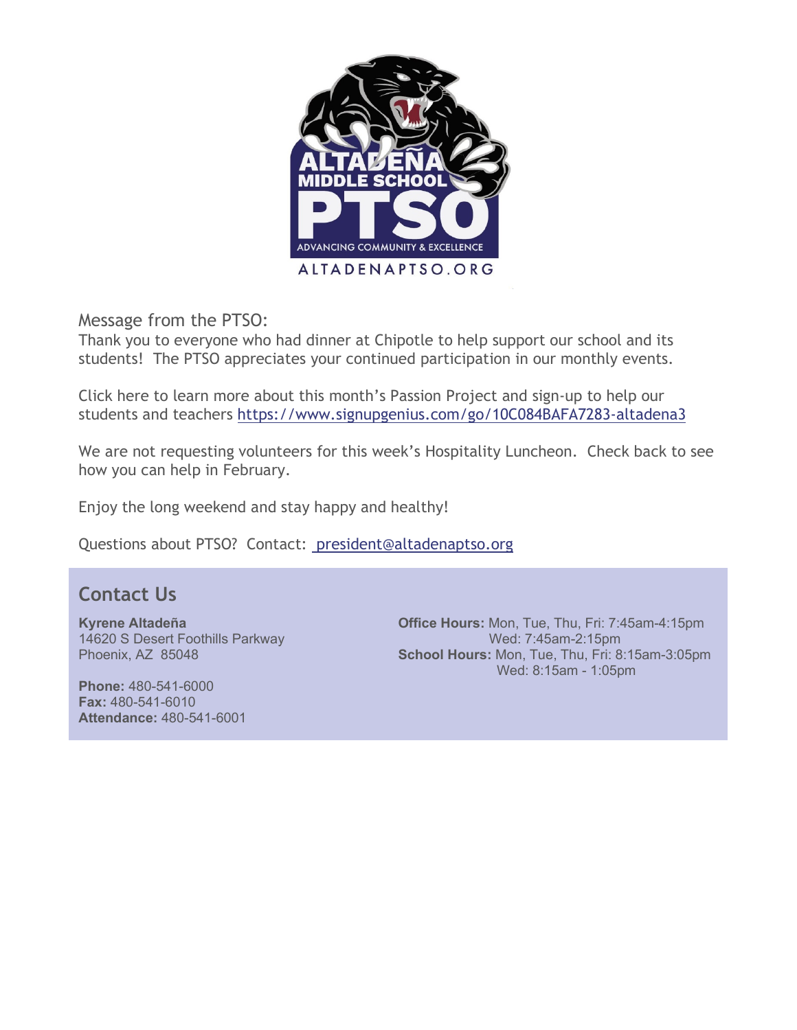ALTADEÑA MIDDLE SCHOOL PTSO

ADVANCING COMMUNITY & EXCELLENCE

ALTADENAPTSO.ORG

Message from the PTSO:

Thank you to everyone who had dinner at Chipotle to help support our school and its students! The PTSO appreciates your continued participation in our monthly events.

Click here to learn more about this month's Passion Project and sign-up to help our students and teachers https://www.signupgenius.com/go/10C084BAFA7283-altadena3

We are not requesting volunteers for this week's Hospitality Luncheon. Check back to see how you can help in February.

Enjoy the long weekend and stay happy and healthy!

Questions about PTSO? Contact: president@altadenaptso.org

## Contact Us

**Kyrene Altadeña**
14620 S Desert Foothills Parkway
Phoenix, AZ 85048

**Phone:** 480-541-6000
**Fax:** 480-541-6010
**Attendance:** 480-541-6001

**Office Hours:** Mon, Tue, Thu, Fri: 7:45am-4:15pm
Wed: 7:45am-2:15pm
**School Hours:** Mon, Tue, Thu, Fri: 8:15am-3:05pm
Wed: 8:15am - 1:05pm